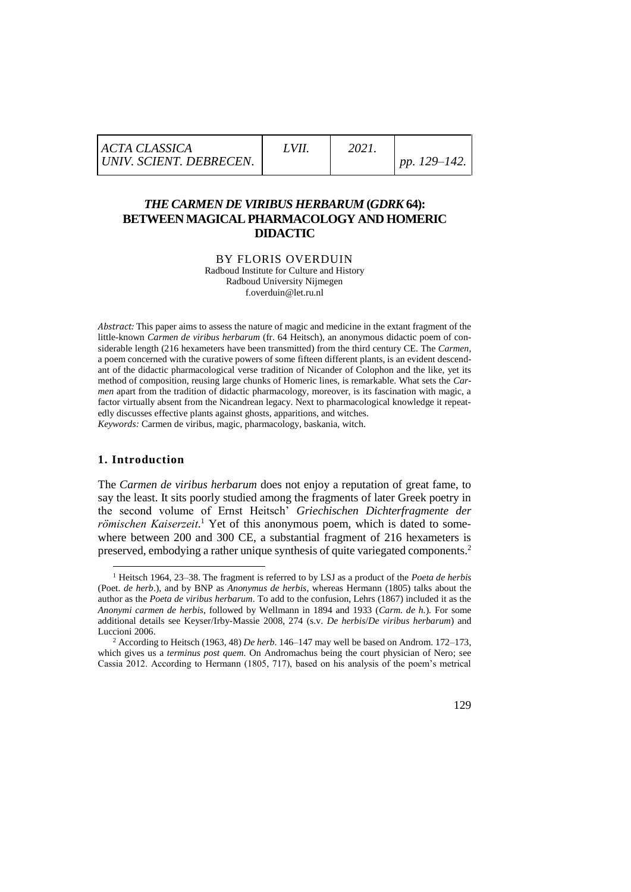## *THE CARMEN DE VIRIBUS HERBARUM* (*GDRK* 64): BETWEEN MAGICAL PHARMACOLOGY AND HOMERIC DIDACTIC

BY FLORIS OVERDUIN
Radboud Institute for Culture and History
Radboud University Nijmegen
f.overduin@let.ru.nl

*Abstract:* This paper aims to assess the nature of magic and medicine in the extant fragment of the little-known *Carmen de viribus herbarum* (fr. 64 Heitsch), an anonymous didactic poem of considerable length (216 hexameters have been transmitted) from the third century CE. The *Carmen*, a poem concerned with the curative powers of some fifteen different plants, is an evident descendant of the didactic pharmacological verse tradition of Nicander of Colophon and the like, yet its method of composition, reusing large chunks of Homeric lines, is remarkable. What sets the *Carmen* apart from the tradition of didactic pharmacology, moreover, is its fascination with magic, a factor virtually absent from the Nicandrean legacy. Next to pharmacological knowledge it repeatedly discusses effective plants against ghosts, apparitions, and witches.
*Keywords:* Carmen de viribus, magic, pharmacology, baskania, witch.

### 1. Introduction

The *Carmen de viribus herbarum* does not enjoy a reputation of great fame, to say the least. It sits poorly studied among the fragments of later Greek poetry in the second volume of Ernst Heitsch' *Griechischen Dichterfragmente der römischen Kaiserzeit*.[1] Yet of this anonymous poem, which is dated to somewhere between 200 and 300 CE, a substantial fragment of 216 hexameters is preserved, embodying a rather unique synthesis of quite variegated components.[2]

---

[1] Heitsch 1964, 23–38. The fragment is referred to by LSJ as a product of the *Poeta de herbis* (Poet. *de herb*.), and by BNP as *Anonymus de herbis*, whereas Hermann (1805) talks about the author as the *Poeta de viribus herbarum*. To add to the confusion, Lehrs (1867) included it as the *Anonymi carmen de herbis*, followed by Wellmann in 1894 and 1933 (*Carm. de h.*). For some additional details see Keyser/Irby-Massie 2008, 274 (s.v. *De herbis*/*De viribus herbarum*) and Luccioni 2006.

[2] According to Heitsch (1963, 48) *De herb*. 146–147 may well be based on Androm. 172–173, which gives us a *terminus post quem*. On Andromachus being the court physician of Nero; see Cassia 2012. According to Hermann (1805, 717), based on his analysis of the poem's metrical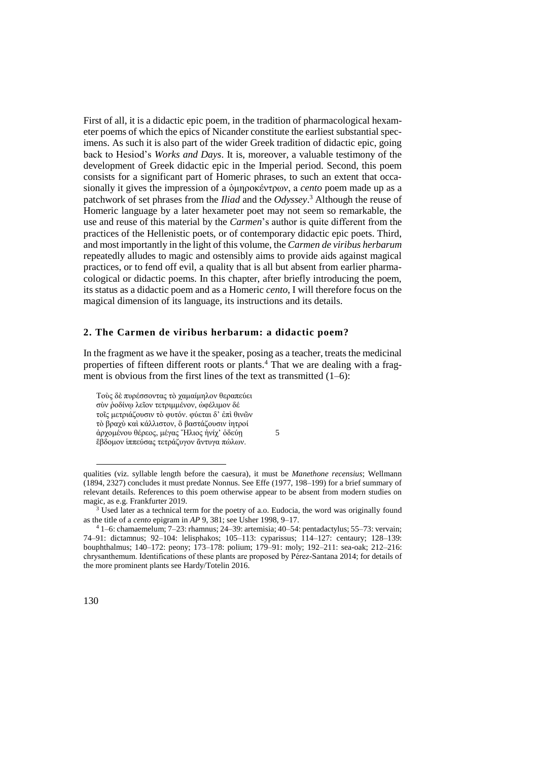First of all, it is a didactic epic poem, in the tradition of pharmacological hexameter poems of which the epics of Nicander constitute the earliest substantial specimens. As such it is also part of the wider Greek tradition of didactic epic, going back to Hesiod's *Works and Days*. It is, moreover, a valuable testimony of the development of Greek didactic epic in the Imperial period. Second, this poem consists for a significant part of Homeric phrases, to such an extent that occasionally it gives the impression of a ὁμηροκέντρων, a *cento* poem made up as a patchwork of set phrases from the *Iliad* and the *Odyssey*.[3] Although the reuse of Homeric language by a later hexameter poet may not seem so remarkable, the use and reuse of this material by the *Carmen*'s author is quite different from the practices of the Hellenistic poets, or of contemporary didactic epic poets. Third, and most importantly in the light of this volume, the *Carmen de viribus herbarum* repeatedly alludes to magic and ostensibly aims to provide aids against magical practices, or to fend off evil, a quality that is all but absent from earlier pharmacological or didactic poems. In this chapter, after briefly introducing the poem, its status as a didactic poem and as a Homeric *cento*, I will therefore focus on the magical dimension of its language, its instructions and its details.

## 2. The Carmen de viribus herbarum: a didactic poem?

In the fragment as we have it the speaker, posing as a teacher, treats the medicinal properties of fifteen different roots or plants.[4] That we are dealing with a fragment is obvious from the first lines of the text as transmitted (1–6):

> Τοὺς δὲ πυρέσσοντας τὸ χαμαίμηλον θεραπεύει
> σὺν ῥοδίνῳ λεῖον τετριμμένον, ὠφέλιμον δέ
> τοῖς μετριάζουσιν τὸ φυτόν. φύεται δ' ἐπὶ θινῶν
> τὸ βραχὺ καὶ κάλλιστον, ὃ βαστάζουσιν ἰητροί
> ἀρχομένου θέρεος, μέγας Ἥλιος ἡνίχ' ὁδεύῃ          5
> ἕβδομον ἱππεύσας τετράζυγον ἄντυγα πώλων.

---

qualities (viz. syllable length before the caesura), it must be *Manethone recensius*; Wellmann (1894, 2327) concludes it must predate Nonnus. See Effe (1977, 198–199) for a brief summary of relevant details. References to this poem otherwise appear to be absent from modern studies on magic, as e.g. Frankfurter 2019.

[3] Used later as a technical term for the poetry of a.o. Eudocia, the word was originally found as the title of a *cento* epigram in *AP* 9, 381; see Usher 1998, 9–17.

[4] 1–6: chamaemelum; 7–23: rhamnus; 24–39: artemisia; 40–54: pentadactylus; 55–73: vervain; 74–91: dictamnus; 92–104: lelisphakos; 105–113: cyparissus; 114–127: centaury; 128–139: bouphthalmus; 140–172: peony; 173–178: polium; 179–91: moly; 192–211: sea-oak; 212–216: chrysanthemum. Identifications of these plants are proposed by Pérez-Santana 2014; for details of the more prominent plants see Hardy/Totelin 2016.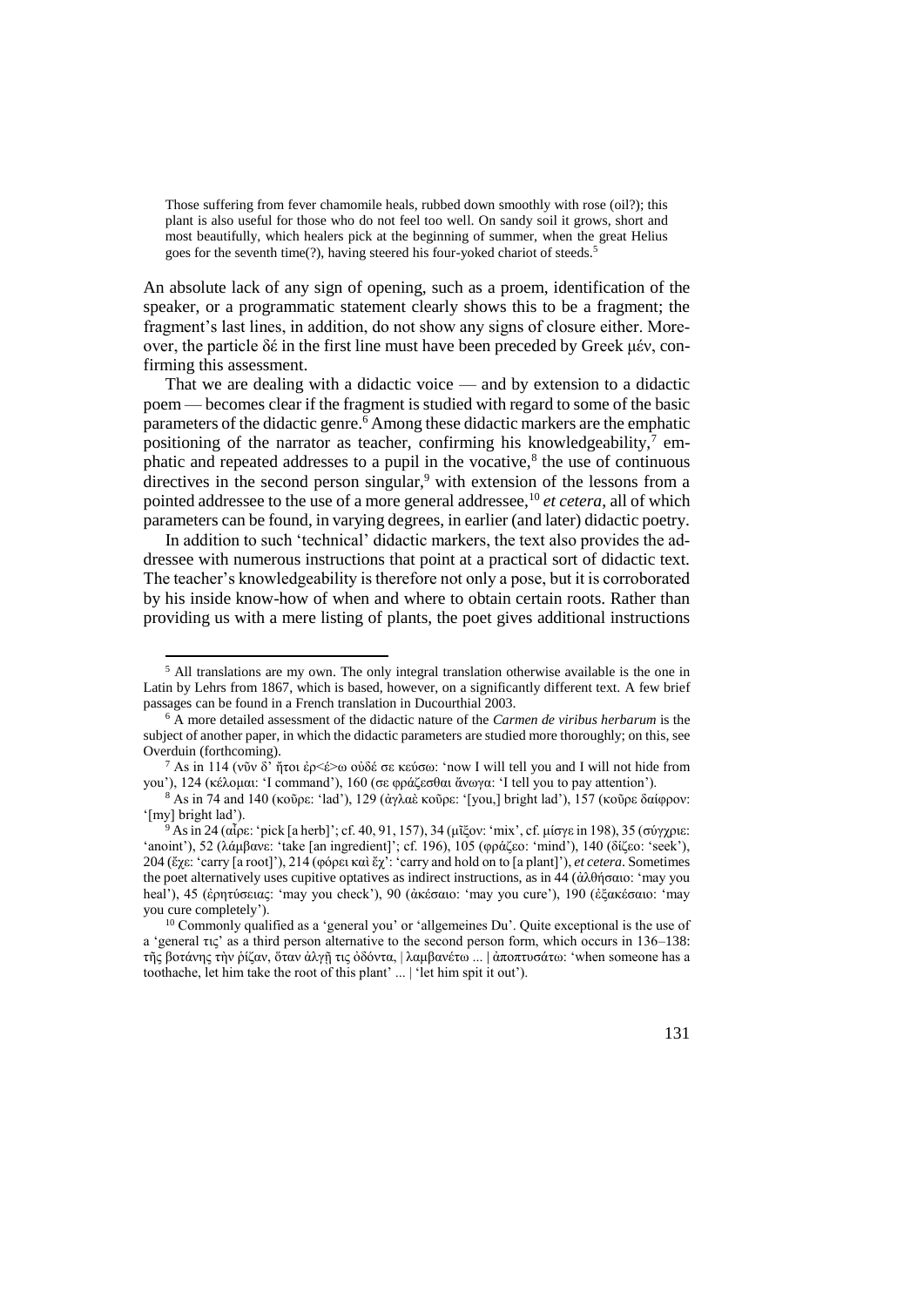> Those suffering from fever chamomile heals, rubbed down smoothly with rose (oil?); this plant is also useful for those who do not feel too well. On sandy soil it grows, short and most beautifully, which healers pick at the beginning of summer, when the great Helius goes for the seventh time(?), having steered his four-yoked chariot of steeds.[5]

An absolute lack of any sign of opening, such as a proem, identification of the speaker, or a programmatic statement clearly shows this to be a fragment; the fragment's last lines, in addition, do not show any signs of closure either. Moreover, the particle δέ in the first line must have been preceded by Greek μέν, confirming this assessment.

That we are dealing with a didactic voice — and by extension to a didactic poem — becomes clear if the fragment is studied with regard to some of the basic parameters of the didactic genre.[6] Among these didactic markers are the emphatic positioning of the narrator as teacher, confirming his knowledgeability,[7] emphatic and repeated addresses to a pupil in the vocative,[8] the use of continuous directives in the second person singular,[9] with extension of the lessons from a pointed addressee to the use of a more general addressee,[10] *et cetera*, all of which parameters can be found, in varying degrees, in earlier (and later) didactic poetry.

In addition to such 'technical' didactic markers, the text also provides the addressee with numerous instructions that point at a practical sort of didactic text. The teacher's knowledgeability is therefore not only a pose, but it is corroborated by his inside know-how of when and where to obtain certain roots. Rather than providing us with a mere listing of plants, the poet gives additional instructions

---

[5] All translations are my own. The only integral translation otherwise available is the one in Latin by Lehrs from 1867, which is based, however, on a significantly different text. A few brief passages can be found in a French translation in Ducourthial 2003.

[6] A more detailed assessment of the didactic nature of the *Carmen de viribus herbarum* is the subject of another paper, in which the didactic parameters are studied more thoroughly; on this, see Overduin (forthcoming).

[7] As in 114 (νῦν δ' ἤτοι ἐρ<έ>ω οὐδέ σε κεύσω: 'now I will tell you and I will not hide from you'), 124 (κέλομαι: 'I command'), 160 (σε φράζεσθαι ἄνωγα: 'I tell you to pay attention').

[8] As in 74 and 140 (κοῦρε: 'lad'), 129 (ἀγλαὲ κοῦρε: '[you,] bright lad'), 157 (κοῦρε δαίφρον: '[my] bright lad').

[9] As in 24 (αἶρε: 'pick [a herb]'; cf. 40, 91, 157), 34 (μῖξον: 'mix', cf. μίσγε in 198), 35 (σύγχριε: 'anoint'), 52 (λάμβανε: 'take [an ingredient]'; cf. 196), 105 (φράζεο: 'mind'), 140 (δίζεο: 'seek'), 204 (ἔχε: 'carry [a root]'), 214 (φόρει καὶ ἔχ': 'carry and hold on to [a plant]'), *et cetera*. Sometimes the poet alternatively uses cupitive optatives as indirect instructions, as in 44 (ἀλθήσαιο: 'may you heal'), 45 (ἐρητύσειας: 'may you check'), 90 (ἀκέσαιο: 'may you cure'), 190 (ἐξακέσαιο: 'may you cure completely').

[10] Commonly qualified as a 'general you' or 'allgemeines Du'. Quite exceptional is the use of a 'general τις' as a third person alternative to the second person form, which occurs in 136–138: τῆς βοτάνης τὴν ῥίζαν, ὅταν ἀλγῇ τις ὀδόντα, | λαμβανέτω ... | ἀποπτυσάτω: 'when someone has a toothache, let him take the root of this plant' ... | 'let him spit it out').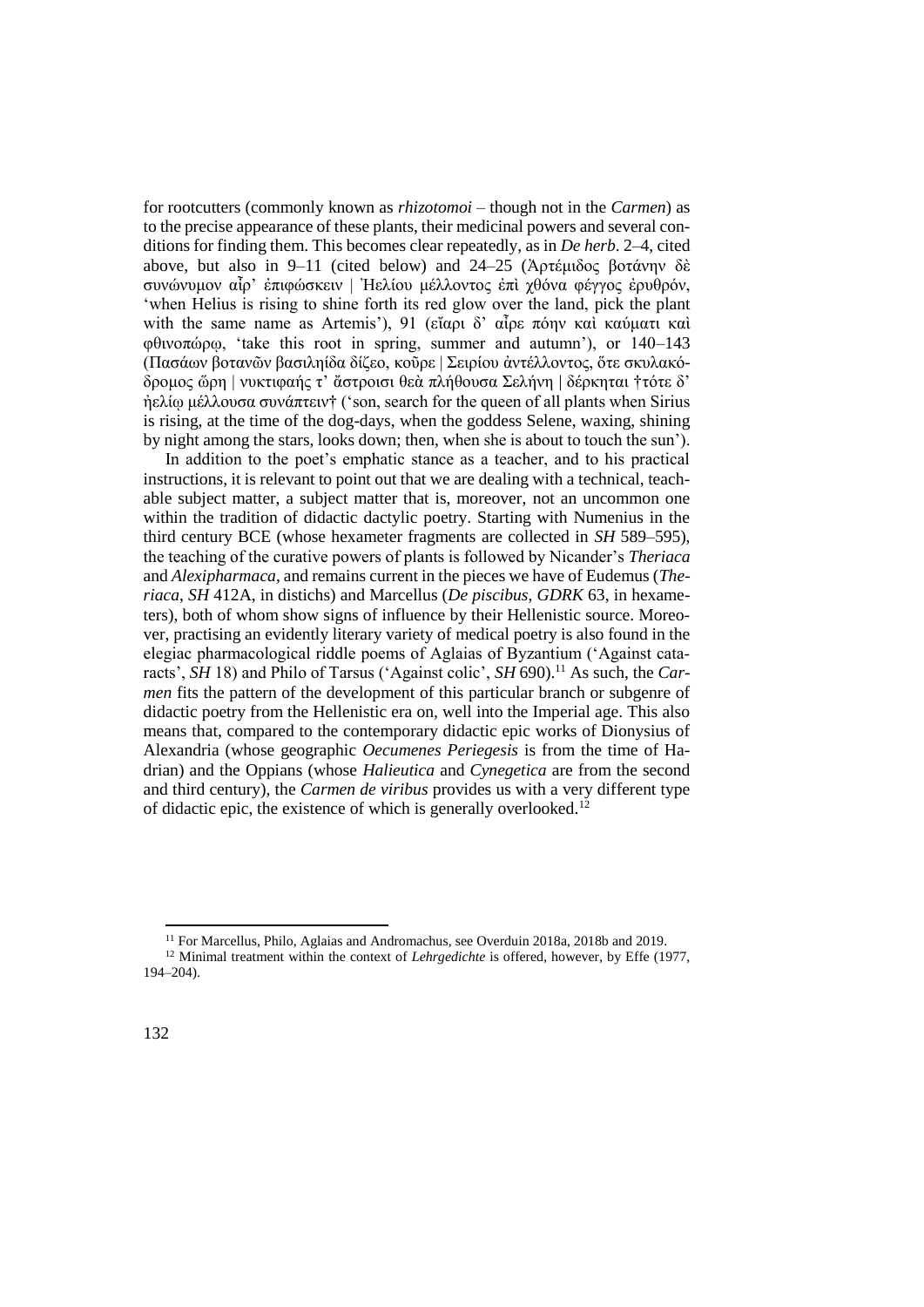for rootcutters (commonly known as *rhizotomoi* – though not in the *Carmen*) as to the precise appearance of these plants, their medicinal powers and several conditions for finding them. This becomes clear repeatedly, as in *De herb*. 2–4, cited above, but also in 9–11 (cited below) and 24–25 (Ἀρτέμιδος βοτάνην δὲ συνώνυμον αἶρ' ἐπιφώσκειν | Ἠελίου μέλλοντος ἐπὶ χθόνα φέγγος ἐρυθρόν, 'when Helius is rising to shine forth its red glow over the land, pick the plant with the same name as Artemis'), 91 (εἴαρι δ' αἶρε πόην καὶ καύματι καὶ φθινοπώρῳ, 'take this root in spring, summer and autumn'), or 140–143 (Πασάων βοτανῶν βασιληίδα δίζεο, κοῦρε | Σειρίου ἀντέλλοντος, ὅτε σκυλακόδρομος ὥρη | νυκτιφαής τ' ἄστροισι θεὰ πλήθουσα Σελήνη | δέρκηται †τότε δ' ἠελίῳ μέλλουσα συνάπτειν† ('son, search for the queen of all plants when Sirius is rising, at the time of the dog-days, when the goddess Selene, waxing, shining by night among the stars, looks down; then, when she is about to touch the sun').

In addition to the poet's emphatic stance as a teacher, and to his practical instructions, it is relevant to point out that we are dealing with a technical, teachable subject matter, a subject matter that is, moreover, not an uncommon one within the tradition of didactic dactylic poetry. Starting with Numenius in the third century BCE (whose hexameter fragments are collected in *SH* 589–595), the teaching of the curative powers of plants is followed by Nicander's *Theriaca* and *Alexipharmaca*, and remains current in the pieces we have of Eudemus (*Theriaca*, *SH* 412A, in distichs) and Marcellus (*De piscibus*, *GDRK* 63, in hexameters), both of whom show signs of influence by their Hellenistic source. Moreover, practising an evidently literary variety of medical poetry is also found in the elegiac pharmacological riddle poems of Aglaias of Byzantium ('Against cataracts', *SH* 18) and Philo of Tarsus ('Against colic', *SH* 690).[11] As such, the *Carmen* fits the pattern of the development of this particular branch or subgenre of didactic poetry from the Hellenistic era on, well into the Imperial age. This also means that, compared to the contemporary didactic epic works of Dionysius of Alexandria (whose geographic *Oecumenes Periegesis* is from the time of Hadrian) and the Oppians (whose *Halieutica* and *Cynegetica* are from the second and third century), the *Carmen de viribus* provides us with a very different type of didactic epic, the existence of which is generally overlooked.[12]

[11] For Marcellus, Philo, Aglaias and Andromachus, see Overduin 2018a, 2018b and 2019.

[12] Minimal treatment within the context of *Lehrgedichte* is offered, however, by Effe (1977, 194–204).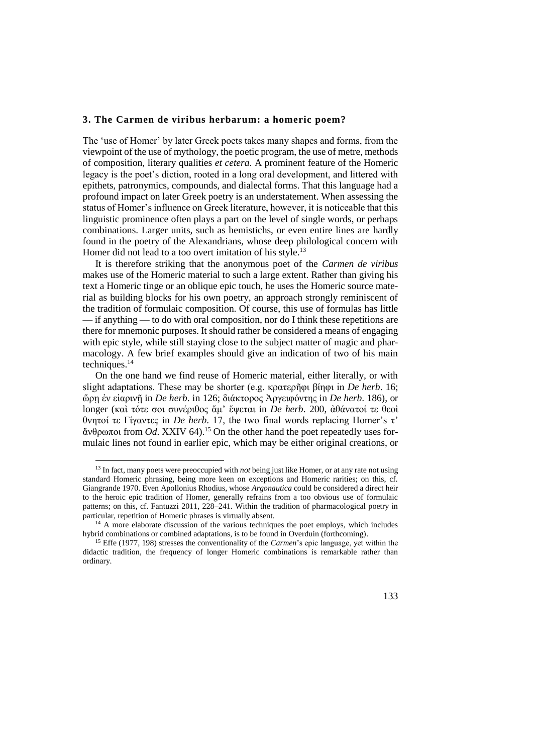### 3. The Carmen de viribus herbarum: a homeric poem?

The 'use of Homer' by later Greek poets takes many shapes and forms, from the viewpoint of the use of mythology, the poetic program, the use of metre, methods of composition, literary qualities *et cetera*. A prominent feature of the Homeric legacy is the poet's diction, rooted in a long oral development, and littered with epithets, patronymics, compounds, and dialectal forms. That this language had a profound impact on later Greek poetry is an understatement. When assessing the status of Homer's influence on Greek literature, however, it is noticeable that this linguistic prominence often plays a part on the level of single words, or perhaps combinations. Larger units, such as hemistichs, or even entire lines are hardly found in the poetry of the Alexandrians, whose deep philological concern with Homer did not lead to a too overt imitation of his style.[13]

It is therefore striking that the anonymous poet of the *Carmen de viribus* makes use of the Homeric material to such a large extent. Rather than giving his text a Homeric tinge or an oblique epic touch, he uses the Homeric source material as building blocks for his own poetry, an approach strongly reminiscent of the tradition of formulaic composition. Of course, this use of formulas has little — if anything — to do with oral composition, nor do I think these repetitions are there for mnemonic purposes. It should rather be considered a means of engaging with epic style, while still staying close to the subject matter of magic and pharmacology. A few brief examples should give an indication of two of his main techniques.[14]

On the one hand we find reuse of Homeric material, either literally, or with slight adaptations. These may be shorter (e.g. κρατερῆφι βίηφι in *De herb*. 16; ὥρῃ ἐν εἰαρινῇ in *De herb*. in 126; διάκτορος Ἀργειφόντης in *De herb*. 186), or longer (καὶ τότε σοι συνέριθος ἅμ' ἕψεται in *De herb*. 200, ἀθάνατοί τε θεοὶ θνητοί τε Γίγαντες in *De herb*. 17, the two final words replacing Homer's τ' ἄνθρωποι from *Od*. XXIV 64).[15] On the other hand the poet repeatedly uses formulaic lines not found in earlier epic, which may be either original creations, or

[13] In fact, many poets were preoccupied with *not* being just like Homer, or at any rate not using standard Homeric phrasing, being more keen on exceptions and Homeric rarities; on this, cf. Giangrande 1970. Even Apollonius Rhodius, whose *Argonautica* could be considered a direct heir to the heroic epic tradition of Homer, generally refrains from a too obvious use of formulaic patterns; on this, cf. Fantuzzi 2011, 228–241. Within the tradition of pharmacological poetry in particular, repetition of Homeric phrases is virtually absent.

[14] A more elaborate discussion of the various techniques the poet employs, which includes hybrid combinations or combined adaptations, is to be found in Overduin (forthcoming).

[15] Effe (1977, 198) stresses the conventionality of the *Carmen*'s epic language, yet within the didactic tradition, the frequency of longer Homeric combinations is remarkable rather than ordinary.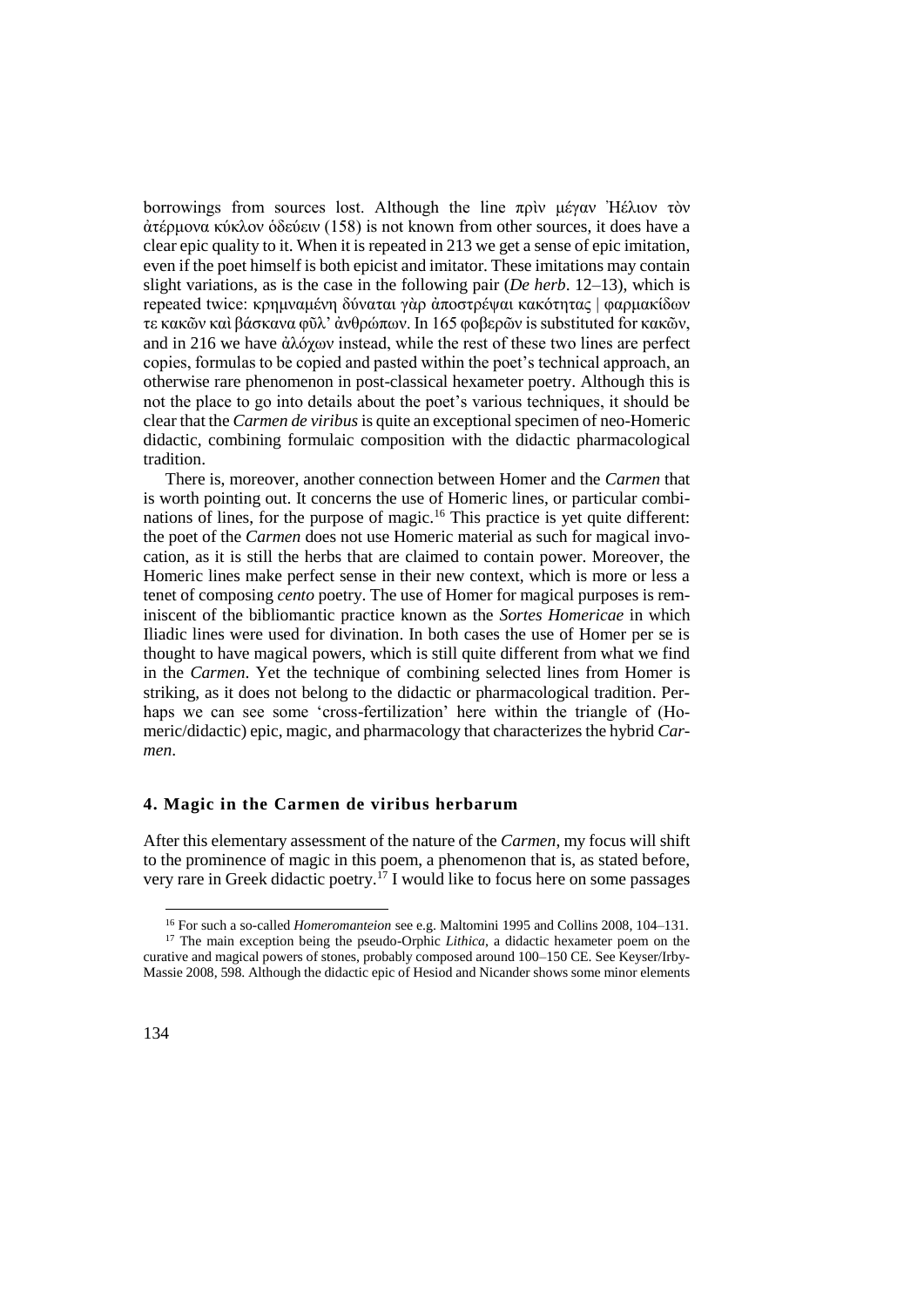borrowings from sources lost. Although the line πρὶν μέγαν Ἠέλιον τὸν ἀτέρμονα κύκλον ὁδεύειν (158) is not known from other sources, it does have a clear epic quality to it. When it is repeated in 213 we get a sense of epic imitation, even if the poet himself is both epicist and imitator. These imitations may contain slight variations, as is the case in the following pair (*De herb*. 12–13), which is repeated twice: κρημναμένη δύναται γὰρ ἀποστρέψαι κακότητας | φαρμακίδων τε κακῶν καὶ βάσκανα φῦλ' ἀνθρώπων. In 165 φοβερῶν is substituted for κακῶν, and in 216 we have ἀλόχων instead, while the rest of these two lines are perfect copies, formulas to be copied and pasted within the poet's technical approach, an otherwise rare phenomenon in post-classical hexameter poetry. Although this is not the place to go into details about the poet's various techniques, it should be clear that the *Carmen de viribus* is quite an exceptional specimen of neo-Homeric didactic, combining formulaic composition with the didactic pharmacological tradition.

There is, moreover, another connection between Homer and the *Carmen* that is worth pointing out. It concerns the use of Homeric lines, or particular combinations of lines, for the purpose of magic.[16] This practice is yet quite different: the poet of the *Carmen* does not use Homeric material as such for magical invocation, as it is still the herbs that are claimed to contain power. Moreover, the Homeric lines make perfect sense in their new context, which is more or less a tenet of composing *cento* poetry. The use of Homer for magical purposes is reminiscent of the bibliomantic practice known as the *Sortes Homericae* in which Iliadic lines were used for divination. In both cases the use of Homer per se is thought to have magical powers, which is still quite different from what we find in the *Carmen*. Yet the technique of combining selected lines from Homer is striking, as it does not belong to the didactic or pharmacological tradition. Perhaps we can see some 'cross-fertilization' here within the triangle of (Homeric/didactic) epic, magic, and pharmacology that characterizes the hybrid *Carmen*.

## 4. Magic in the Carmen de viribus herbarum

After this elementary assessment of the nature of the *Carmen*, my focus will shift to the prominence of magic in this poem, a phenomenon that is, as stated before, very rare in Greek didactic poetry.[17] I would like to focus here on some passages

[16] For such a so-called *Homeromanteion* see e.g. Maltomini 1995 and Collins 2008, 104–131.

[17] The main exception being the pseudo-Orphic *Lithica*, a didactic hexameter poem on the curative and magical powers of stones, probably composed around 100–150 CE. See Keyser/Irby-Massie 2008, 598. Although the didactic epic of Hesiod and Nicander shows some minor elements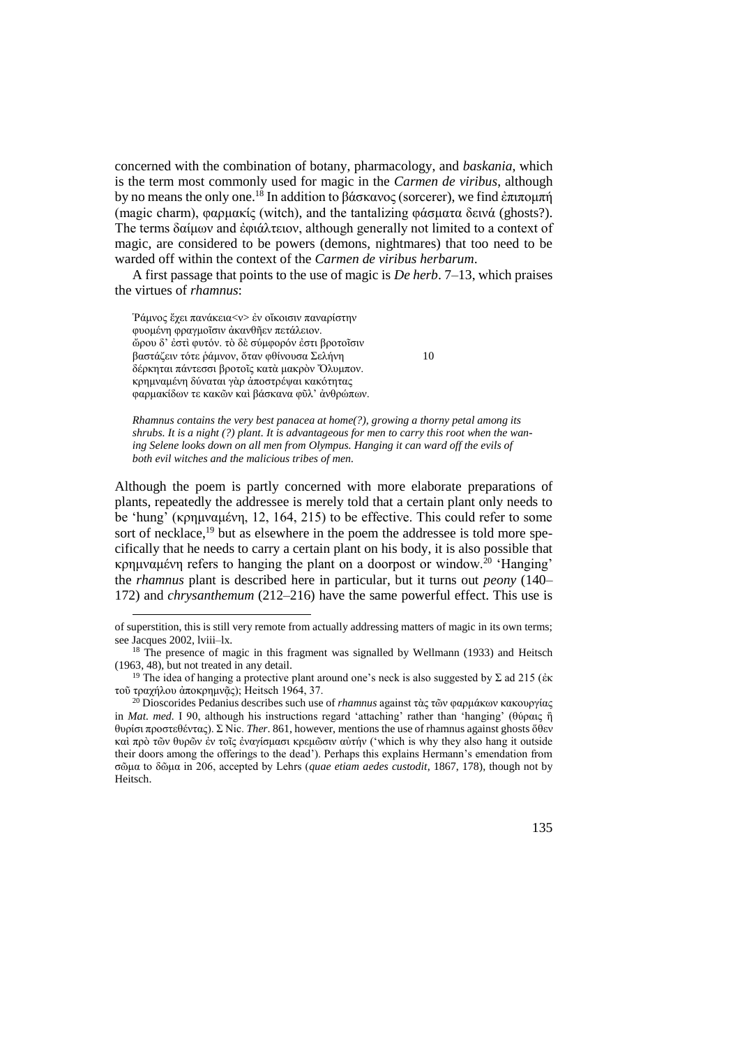concerned with the combination of botany, pharmacology, and *baskania*, which is the term most commonly used for magic in the *Carmen de viribus*, although by no means the only one.[18] In addition to βάσκανος (sorcerer), we find ἐπιπομπή (magic charm), φαρμακίς (witch), and the tantalizing φάσματα δεινά (ghosts?). The terms δαίμων and ἐφιάλτειον, although generally not limited to a context of magic, are considered to be powers (demons, nightmares) that too need to be warded off within the context of the *Carmen de viribus herbarum*.

A first passage that points to the use of magic is *De herb*. 7–13, which praises the virtues of *rhamnus*:

> Ῥάμνος ἔχει πανάκεια<ν> ἐν οἴκοισιν παναρίστην
> φυομένη φραγμοῖσιν ἀκανθῆεν πετάλειον.
> ὥρου δ' ἐστὶ φυτόν. τὸ δὲ σύμφορόν ἐστι βροτοῖσιν
> βαστάζειν τότε ῥάμνον, ὅταν φθίνουσα Σελήνη                10
> δέρκηται πάντεσσι βροτοῖς κατὰ μακρὸν Ὄλυμπον.
> κρημναμένη δύναται γὰρ ἀποστρέψαι κακότητας
> φαρμακίδων τε κακῶν καὶ βάσκανα φῦλ' ἀνθρώπων.
>
> *Rhamnus contains the very best panacea at home(?), growing a thorny petal among its shrubs. It is a night (?) plant. It is advantageous for men to carry this root when the waning Selene looks down on all men from Olympus. Hanging it can ward off the evils of both evil witches and the malicious tribes of men.*

Although the poem is partly concerned with more elaborate preparations of plants, repeatedly the addressee is merely told that a certain plant only needs to be 'hung' (κρημναμένη, 12, 164, 215) to be effective. This could refer to some sort of necklace,[19] but as elsewhere in the poem the addressee is told more specifically that he needs to carry a certain plant on his body, it is also possible that κρημναμένη refers to hanging the plant on a doorpost or window.[20] 'Hanging' the *rhamnus* plant is described here in particular, but it turns out *peony* (140–172) and *chrysanthemum* (212–216) have the same powerful effect. This use is

---

of superstition, this is still very remote from actually addressing matters of magic in its own terms; see Jacques 2002, lviii–lx.

[18] The presence of magic in this fragment was signalled by Wellmann (1933) and Heitsch (1963, 48), but not treated in any detail.

[19] The idea of hanging a protective plant around one's neck is also suggested by Σ ad 215 (ἐκ τοῦ τραχήλου ἀποκρημνᾷς); Heitsch 1964, 37.

[20] Dioscorides Pedanius describes such use of *rhamnus* against τὰς τῶν φαρμάκων κακουργίας in *Mat. med.* I 90, although his instructions regard 'attaching' rather than 'hanging' (θύραις ἢ θυρίσι προστεθέντας). Σ Nic. *Ther*. 861, however, mentions the use of rhamnus against ghosts ὅθεν καὶ πρὸ τῶν θυρῶν ἐν τοῖς ἐναγίσμασι κρεμῶσιν αὐτήν ('which is why they also hang it outside their doors among the offerings to the dead'). Perhaps this explains Hermann's emendation from σῶμα to δῶμα in 206, accepted by Lehrs (*quae etiam aedes custodit*, 1867, 178), though not by Heitsch.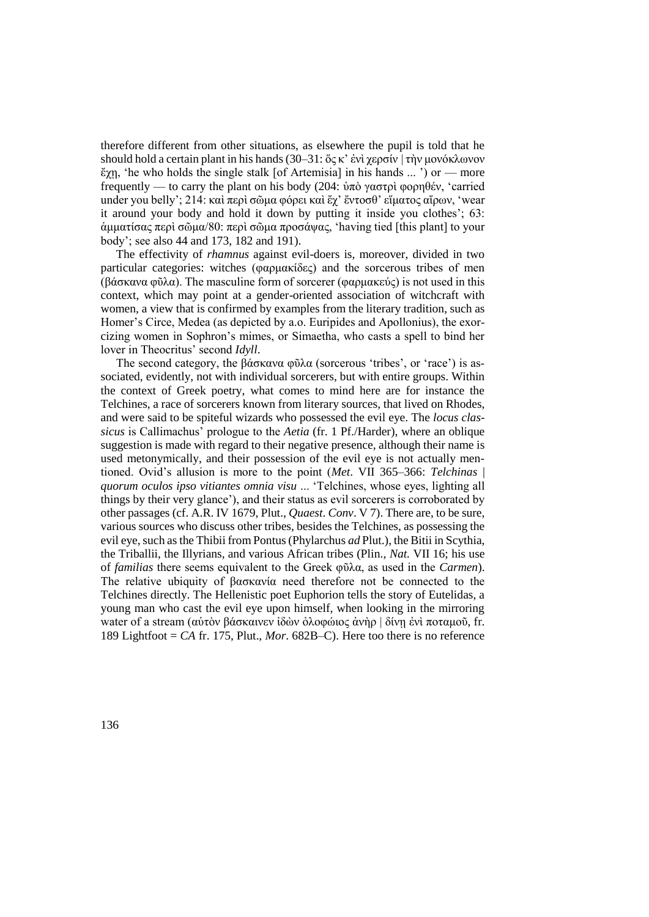therefore different from other situations, as elsewhere the pupil is told that he should hold a certain plant in his hands (30–31: ὅς κ' ἐνὶ χερσίν | τὴν μονόκλωνον ἔχῃ, 'he who holds the single stalk [of Artemisia] in his hands ... ') or — more frequently — to carry the plant on his body (204: ὑπὸ γαστρὶ φορηθέν, 'carried under you belly'; 214: καὶ περὶ σῶμα φόρει καὶ ἔχ' ἔντοσθ' εἵματος αἴρων, 'wear it around your body and hold it down by putting it inside you clothes'; 63: ἀμματίσας περὶ σῶμα/80: περὶ σῶμα προσάψας, 'having tied [this plant] to your body'; see also 44 and 173, 182 and 191).

The effectivity of *rhamnus* against evil-doers is, moreover, divided in two particular categories: witches (φαρμακίδες) and the sorcerous tribes of men (βάσκανα φῦλα). The masculine form of sorcerer (φαρμακεύς) is not used in this context, which may point at a gender-oriented association of witchcraft with women, a view that is confirmed by examples from the literary tradition, such as Homer's Circe, Medea (as depicted by a.o. Euripides and Apollonius), the exorcizing women in Sophron's mimes, or Simaetha, who casts a spell to bind her lover in Theocritus' second *Idyll*.

The second category, the βάσκανα φῦλα (sorcerous 'tribes', or 'race') is associated, evidently, not with individual sorcerers, but with entire groups. Within the context of Greek poetry, what comes to mind here are for instance the Telchines, a race of sorcerers known from literary sources, that lived on Rhodes, and were said to be spiteful wizards who possessed the evil eye. The *locus classicus* is Callimachus' prologue to the *Aetia* (fr. 1 Pf./Harder), where an oblique suggestion is made with regard to their negative presence, although their name is used metonymically, and their possession of the evil eye is not actually mentioned. Ovid's allusion is more to the point (*Met*. VII 365–366: *Telchinas | quorum oculos ipso vitiantes omnia visu* ... 'Telchines, whose eyes, lighting all things by their very glance'), and their status as evil sorcerers is corroborated by other passages (cf. A.R. IV 1679, Plut., *Quaest*. *Conv*. V 7). There are, to be sure, various sources who discuss other tribes, besides the Telchines, as possessing the evil eye, such as the Thibii from Pontus (Phylarchus *ad* Plut.), the Bitii in Scythia, the Triballii, the Illyrians, and various African tribes (Plin., *Nat.* VII 16; his use of *familias* there seems equivalent to the Greek φῦλα, as used in the *Carmen*). The relative ubiquity of βασκανία need therefore not be connected to the Telchines directly. The Hellenistic poet Euphorion tells the story of Eutelidas, a young man who cast the evil eye upon himself, when looking in the mirroring water of a stream (αὐτὸν βάσκαινεν ἰδὼν ὀλοφώιος ἀνὴρ | δίνῃ ἐνὶ ποταμοῦ, fr. 189 Lightfoot = *CA* fr. 175, Plut., *Mor*. 682B–C). Here too there is no reference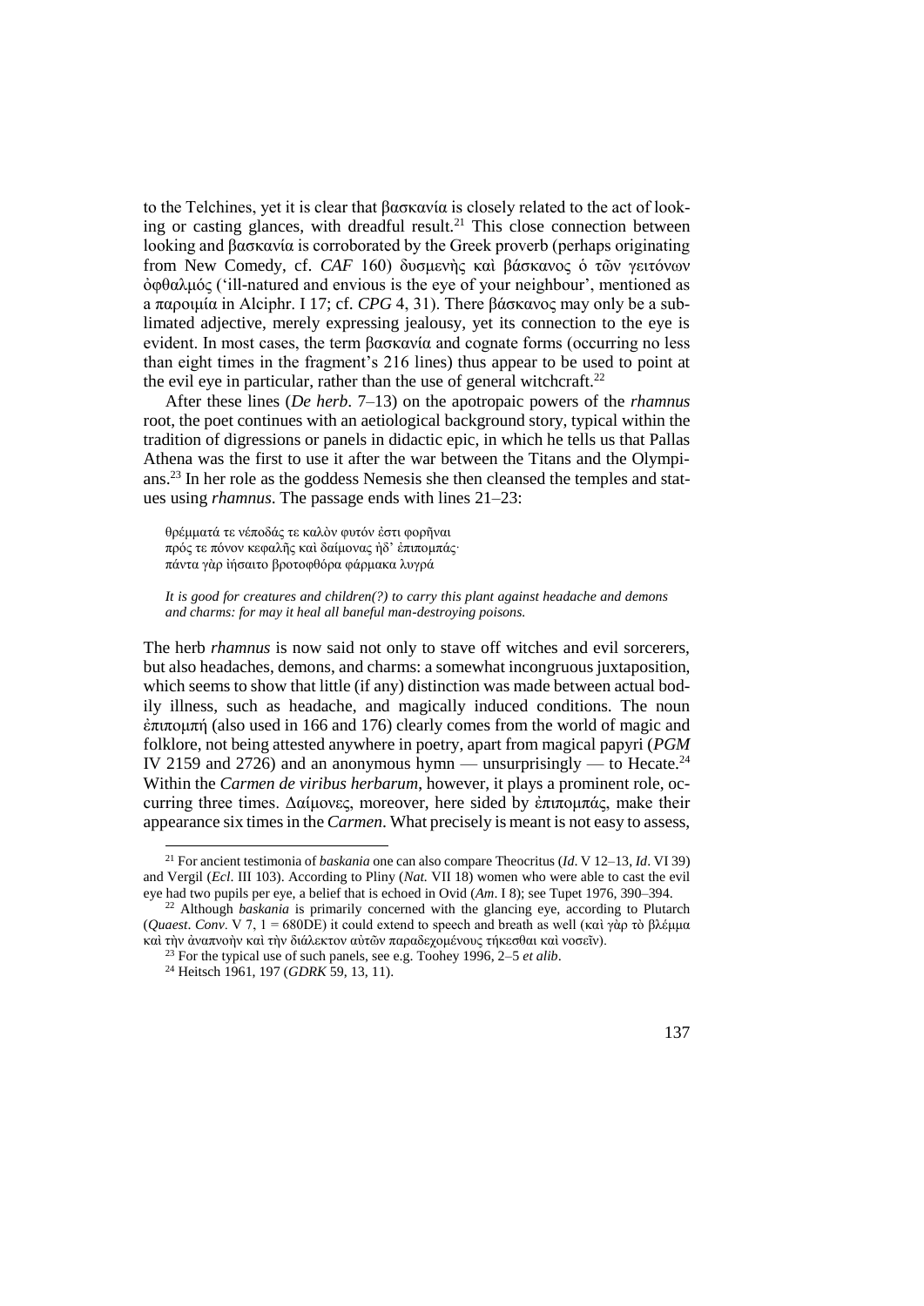to the Telchines, yet it is clear that βασκανία is closely related to the act of looking or casting glances, with dreadful result.[21] This close connection between looking and βασκανία is corroborated by the Greek proverb (perhaps originating from New Comedy, cf. *CAF* 160) δυσμενὴς καὶ βάσκανος ὁ τῶν γειτόνων ὀφθαλμός ('ill-natured and envious is the eye of your neighbour', mentioned as a παροιμία in Alciphr. I 17; cf. *CPG* 4, 31). There βάσκανος may only be a sublimated adjective, merely expressing jealousy, yet its connection to the eye is evident. In most cases, the term βασκανία and cognate forms (occurring no less than eight times in the fragment's 216 lines) thus appear to be used to point at the evil eye in particular, rather than the use of general witchcraft.[22]

After these lines (*De herb*. 7–13) on the apotropaic powers of the *rhamnus* root, the poet continues with an aetiological background story, typical within the tradition of digressions or panels in didactic epic, in which he tells us that Pallas Athena was the first to use it after the war between the Titans and the Olympians.[23] In her role as the goddess Nemesis she then cleansed the temples and statues using *rhamnus*. The passage ends with lines 21–23:

> θρέμματά τε νέποδάς τε καλὸν φυτόν ἐστι φορῆναι
> πρός τε πόνον κεφαλῆς καὶ δαίμονας ἠδ' ἐπιπομπάς·
> πάντα γὰρ ἰήσαιτο βροτοφθόρα φάρμακα λυγρά
>
> *It is good for creatures and children(?) to carry this plant against headache and demons and charms: for may it heal all baneful man-destroying poisons.*

The herb *rhamnus* is now said not only to stave off witches and evil sorcerers, but also headaches, demons, and charms: a somewhat incongruous juxtaposition, which seems to show that little (if any) distinction was made between actual bodily illness, such as headache, and magically induced conditions. The noun ἐπιπομπή (also used in 166 and 176) clearly comes from the world of magic and folklore, not being attested anywhere in poetry, apart from magical papyri (*PGM* IV 2159 and 2726) and an anonymous hymn — unsurprisingly — to Hecate.[24] Within the *Carmen de viribus herbarum*, however, it plays a prominent role, occurring three times. Δαίμονες, moreover, here sided by ἐπιπομπάς, make their appearance six times in the *Carmen*. What precisely is meant is not easy to assess,

---

[21] For ancient testimonia of *baskania* one can also compare Theocritus (*Id*. V 12–13, *Id*. VI 39) and Vergil (*Ecl*. III 103). According to Pliny (*Nat.* VII 18) women who were able to cast the evil eye had two pupils per eye, a belief that is echoed in Ovid (*Am*. I 8); see Tupet 1976, 390–394.

[22] Although *baskania* is primarily concerned with the glancing eye, according to Plutarch (*Quaest*. *Conv*. V 7, 1 = 680DE) it could extend to speech and breath as well (καὶ γὰρ τὸ βλέμμα καὶ τὴν ἀναπνοὴν καὶ τὴν διάλεκτον αὐτῶν παραδεχομένους τήκεσθαι καὶ νοσεῖν).

[23] For the typical use of such panels, see e.g. Toohey 1996, 2–5 *et alib*.

[24] Heitsch 1961, 197 (*GDRK* 59, 13, 11).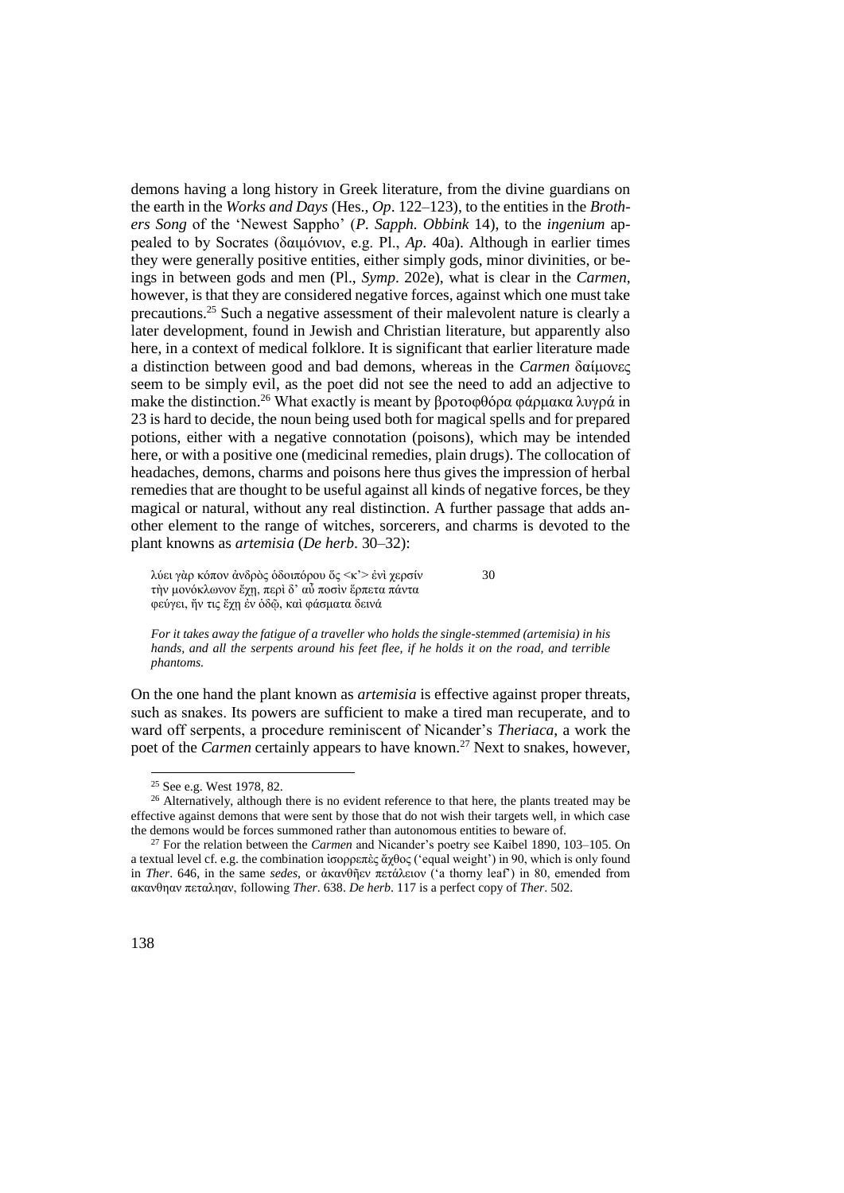demons having a long history in Greek literature, from the divine guardians on the earth in the *Works and Days* (Hes., *Op*. 122–123), to the entities in the *Brothers Song* of the 'Newest Sappho' (*P. Sapph. Obbink* 14), to the *ingenium* appealed to by Socrates (δαιμόνιον, e.g. Pl., *Ap*. 40a). Although in earlier times they were generally positive entities, either simply gods, minor divinities, or beings in between gods and men (Pl., *Symp*. 202e), what is clear in the *Carmen*, however, is that they are considered negative forces, against which one must take precautions.[25] Such a negative assessment of their malevolent nature is clearly a later development, found in Jewish and Christian literature, but apparently also here, in a context of medical folklore. It is significant that earlier literature made a distinction between good and bad demons, whereas in the *Carmen* δαίμονες seem to be simply evil, as the poet did not see the need to add an adjective to make the distinction.[26] What exactly is meant by βροτοφθόρα φάρμακα λυγρά in 23 is hard to decide, the noun being used both for magical spells and for prepared potions, either with a negative connotation (poisons), which may be intended here, or with a positive one (medicinal remedies, plain drugs). The collocation of headaches, demons, charms and poisons here thus gives the impression of herbal remedies that are thought to be useful against all kinds of negative forces, be they magical or natural, without any real distinction. A further passage that adds another element to the range of witches, sorcerers, and charms is devoted to the plant knowns as *artemisia* (*De herb*. 30–32):

> λύει γὰρ κόπον ἀνδρὸς ὁδοιπόρου ὅς <κ'> ἐνὶ χερσίν 30
> τὴν μονόκλωνον ἔχῃ, περὶ δ' αὖ ποσὶν ἕρπετα πάντα
> φεύγει, ἥν τις ἔχῃ ἐν ὁδῷ, καὶ φάσματα δεινά
>
> *For it takes away the fatigue of a traveller who holds the single-stemmed (artemisia) in his hands, and all the serpents around his feet flee, if he holds it on the road, and terrible phantoms.*

On the one hand the plant known as *artemisia* is effective against proper threats, such as snakes. Its powers are sufficient to make a tired man recuperate, and to ward off serpents, a procedure reminiscent of Nicander's *Theriaca*, a work the poet of the *Carmen* certainly appears to have known.[27] Next to snakes, however,

---

[25] See e.g. West 1978, 82.

[26] Alternatively, although there is no evident reference to that here, the plants treated may be effective against demons that were sent by those that do not wish their targets well, in which case the demons would be forces summoned rather than autonomous entities to beware of.

[27] For the relation between the *Carmen* and Nicander's poetry see Kaibel 1890, 103–105. On a textual level cf. e.g. the combination ἰσορρεπὲς ἄχθος ('equal weight') in 90, which is only found in *Ther*. 646, in the same *sedes*, or ἀκανθῆεν πετάλειον ('a thorny leaf') in 80, emended from ακανθηαν πεταληαν, following *Ther*. 638. *De herb*. 117 is a perfect copy of *Ther*. 502.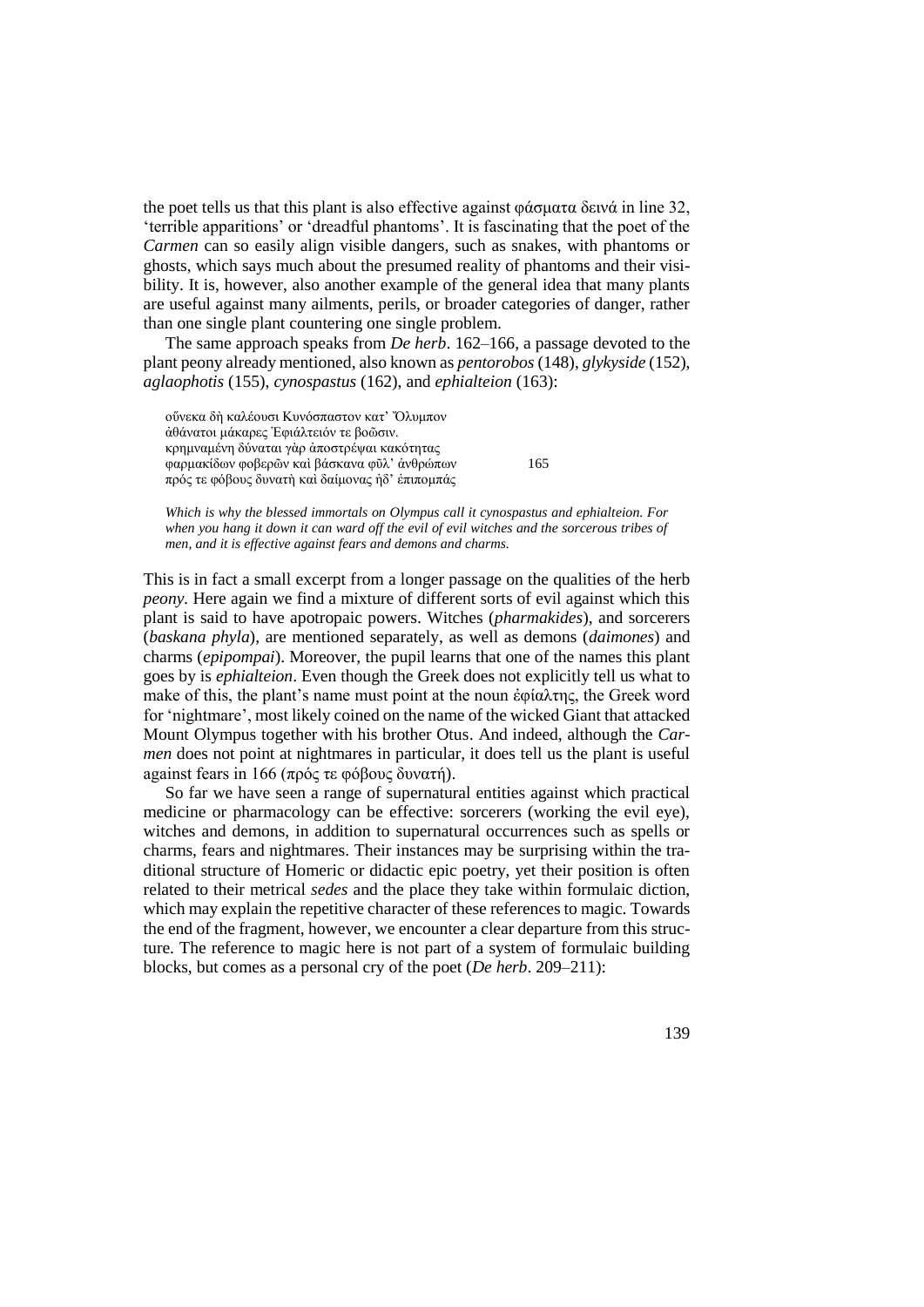the poet tells us that this plant is also effective against φάσματα δεινά in line 32, 'terrible apparitions' or 'dreadful phantoms'. It is fascinating that the poet of the *Carmen* can so easily align visible dangers, such as snakes, with phantoms or ghosts, which says much about the presumed reality of phantoms and their visibility. It is, however, also another example of the general idea that many plants are useful against many ailments, perils, or broader categories of danger, rather than one single plant countering one single problem.

The same approach speaks from *De herb*. 162–166, a passage devoted to the plant peony already mentioned, also known as *pentorobos* (148), *glykyside* (152), *aglaophotis* (155), *cynospastus* (162), and *ephialteion* (163):

> οὕνεκα δὴ καλέουσι Κυνόσπαστον κατ' Ὄλυμπον
> ἀθάνατοι μάκαρες Ἐφιάλτειόν τε βοῶσιν.
> κρημναμένη δύναται γὰρ ἀποστρέψαι κακότητας
> φαρμακίδων φοβερῶν καὶ βάσκανα φῦλ' ἀνθρώπων 165
> πρός τε φόβους δυνατὴ καὶ δαίμονας ἠδ' ἐπιπομπάς

*Which is why the blessed immortals on Olympus call it cynospastus and ephialteion. For when you hang it down it can ward off the evil of evil witches and the sorcerous tribes of men, and it is effective against fears and demons and charms.*

This is in fact a small excerpt from a longer passage on the qualities of the herb *peony*. Here again we find a mixture of different sorts of evil against which this plant is said to have apotropaic powers. Witches (*pharmakides*), and sorcerers (*baskana phyla*), are mentioned separately, as well as demons (*daimones*) and charms (*epipompai*). Moreover, the pupil learns that one of the names this plant goes by is *ephialteion*. Even though the Greek does not explicitly tell us what to make of this, the plant's name must point at the noun ἐφίαλτης, the Greek word for 'nightmare', most likely coined on the name of the wicked Giant that attacked Mount Olympus together with his brother Otus. And indeed, although the *Carmen* does not point at nightmares in particular, it does tell us the plant is useful against fears in 166 (πρός τε φόβους δυνατή).

So far we have seen a range of supernatural entities against which practical medicine or pharmacology can be effective: sorcerers (working the evil eye), witches and demons, in addition to supernatural occurrences such as spells or charms, fears and nightmares. Their instances may be surprising within the traditional structure of Homeric or didactic epic poetry, yet their position is often related to their metrical *sedes* and the place they take within formulaic diction, which may explain the repetitive character of these references to magic. Towards the end of the fragment, however, we encounter a clear departure from this structure. The reference to magic here is not part of a system of formulaic building blocks, but comes as a personal cry of the poet (*De herb*. 209–211):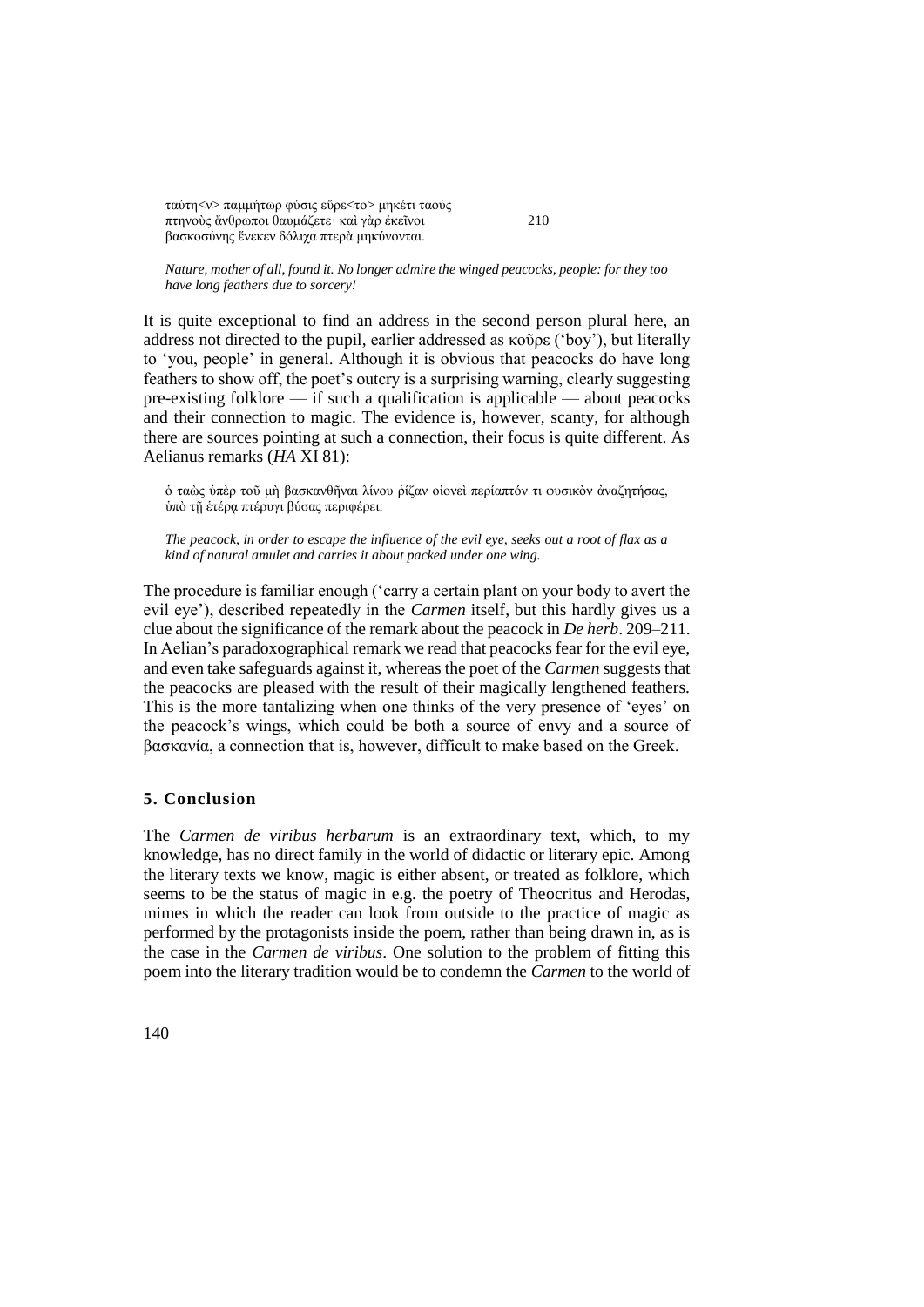ταύτη<ν> παμμήτωρ φύσις εὗρε<το> μηκέτι ταούς  
πτηνοὺς ἄνθρωποι θαυμάζετε· καὶ γὰρ ἐκεῖνοι 210  
βασκοσύνης ἕνεκεν δόλιχα πτερὰ μηκύνονται.

*Nature, mother of all, found it. No longer admire the winged peacocks, people: for they too have long feathers due to sorcery!*

It is quite exceptional to find an address in the second person plural here, an address not directed to the pupil, earlier addressed as κοῦρε ('boy'), but literally to 'you, people' in general. Although it is obvious that peacocks do have long feathers to show off, the poet's outcry is a surprising warning, clearly suggesting pre-existing folklore — if such a qualification is applicable — about peacocks and their connection to magic. The evidence is, however, scanty, for although there are sources pointing at such a connection, their focus is quite different. As Aelianus remarks (*HA* XI 81):

ὁ ταὼς ὑπὲρ τοῦ μὴ βασκανθῆναι λίνου ῥίζαν οἱονεὶ περίαπτόν τι φυσικὸν ἀναζητήσας, ὑπὸ τῇ ἑτέρᾳ πτέρυγι βύσας περιφέρει.

*The peacock, in order to escape the influence of the evil eye, seeks out a root of flax as a kind of natural amulet and carries it about packed under one wing.*

The procedure is familiar enough ('carry a certain plant on your body to avert the evil eye'), described repeatedly in the *Carmen* itself, but this hardly gives us a clue about the significance of the remark about the peacock in *De herb*. 209–211. In Aelian's paradoxographical remark we read that peacocks fear for the evil eye, and even take safeguards against it, whereas the poet of the *Carmen* suggests that the peacocks are pleased with the result of their magically lengthened feathers. This is the more tantalizing when one thinks of the very presence of 'eyes' on the peacock's wings, which could be both a source of envy and a source of βασκανία, a connection that is, however, difficult to make based on the Greek.

## 5. Conclusion

The *Carmen de viribus herbarum* is an extraordinary text, which, to my knowledge, has no direct family in the world of didactic or literary epic. Among the literary texts we know, magic is either absent, or treated as folklore, which seems to be the status of magic in e.g. the poetry of Theocritus and Herodas, mimes in which the reader can look from outside to the practice of magic as performed by the protagonists inside the poem, rather than being drawn in, as is the case in the *Carmen de viribus*. One solution to the problem of fitting this poem into the literary tradition would be to condemn the *Carmen* to the world of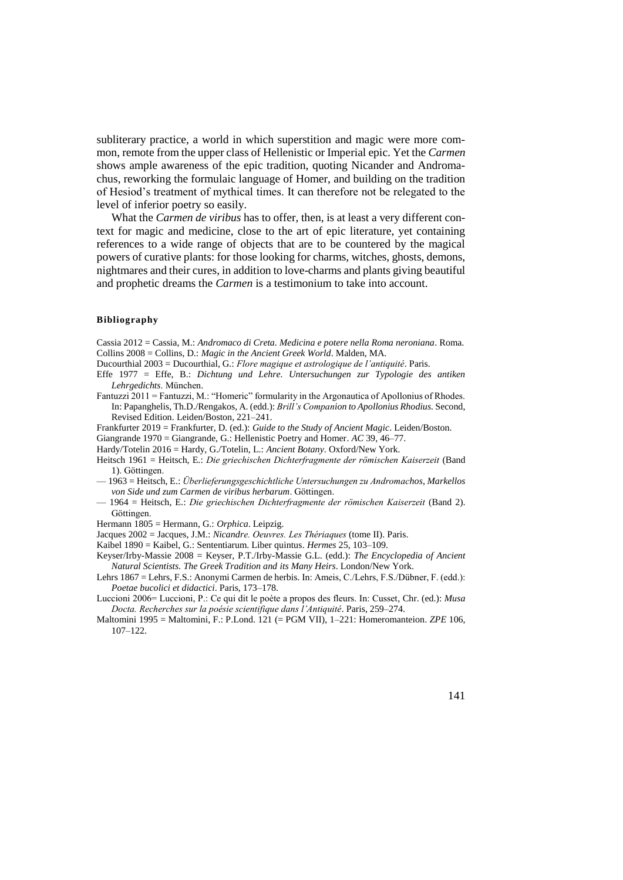subliterary practice, a world in which superstition and magic were more common, remote from the upper class of Hellenistic or Imperial epic. Yet the *Carmen* shows ample awareness of the epic tradition, quoting Nicander and Andromachus, reworking the formulaic language of Homer, and building on the tradition of Hesiod's treatment of mythical times. It can therefore not be relegated to the level of inferior poetry so easily.

What the *Carmen de viribus* has to offer, then, is at least a very different context for magic and medicine, close to the art of epic literature, yet containing references to a wide range of objects that are to be countered by the magical powers of curative plants: for those looking for charms, witches, ghosts, demons, nightmares and their cures, in addition to love-charms and plants giving beautiful and prophetic dreams the *Carmen* is a testimonium to take into account.

#### Bibliography

Cassia 2012 = Cassia, M.: *Andromaco di Creta. Medicina e potere nella Roma neroniana*. Roma.

Collins 2008 = Collins, D.: *Magic in the Ancient Greek World*. Malden, MA.

Ducourthial 2003 = Ducourthial, G.: *Flore magique et astrologique de l'antiquité*. Paris.

Effe 1977 = Effe, B.: *Dichtung und Lehre. Untersuchungen zur Typologie des antiken Lehrgedichts*. München.

Fantuzzi 2011 = Fantuzzi, M.: "Homeric" formularity in the Argonautica of Apollonius of Rhodes. In: Papanghelis, Th.D./Rengakos, A. (edd.): *Brill's Companion to Apollonius Rhodius*. Second, Revised Edition. Leiden/Boston, 221–241.

Frankfurter 2019 = Frankfurter, D. (ed.): *Guide to the Study of Ancient Magic*. Leiden/Boston.

Giangrande 1970 = Giangrande, G.: Hellenistic Poetry and Homer. *AC* 39, 46–77.

Hardy/Totelin 2016 = Hardy, G./Totelin, L.: *Ancient Botany*. Oxford/New York.

Heitsch 1961 = Heitsch, E.: *Die griechischen Dichterfragmente der römischen Kaiserzeit* (Band 1). Göttingen.

— 1963 = Heitsch, E.: *Überlieferungsgeschichtliche Untersuchungen zu Andromachos, Markellos von Side und zum Carmen de viribus herbarum*. Göttingen.

— 1964 = Heitsch, E.: *Die griechischen Dichterfragmente der römischen Kaiserzeit* (Band 2). Göttingen.

Hermann 1805 = Hermann, G.: *Orphica*. Leipzig.

Jacques 2002 = Jacques, J.M.: *Nicandre. Oeuvres. Les Thériaques* (tome II). Paris.

Kaibel 1890 = Kaibel, G.: Sententiarum. Liber quintus. *Hermes* 25, 103–109.

Keyser/Irby-Massie 2008 = Keyser, P.T./Irby-Massie G.L. (edd.): *The Encyclopedia of Ancient Natural Scientists. The Greek Tradition and its Many Heirs*. London/New York.

Lehrs 1867 = Lehrs, F.S.: Anonymi Carmen de herbis. In: Ameis, C./Lehrs, F.S./Dübner, F. (edd.): *Poetae bucolici et didactici*. Paris, 173–178.

Luccioni 2006= Luccioni, P.: Ce qui dit le poète a propos des fleurs. In: Cusset, Chr. (ed.): *Musa Docta. Recherches sur la poésie scientifique dans l'Antiquité*. Paris, 259–274.

Maltomini 1995 = Maltomini, F.: P.Lond. 121 (= PGM VII), 1–221: Homeromanteion. *ZPE* 106, 107–122.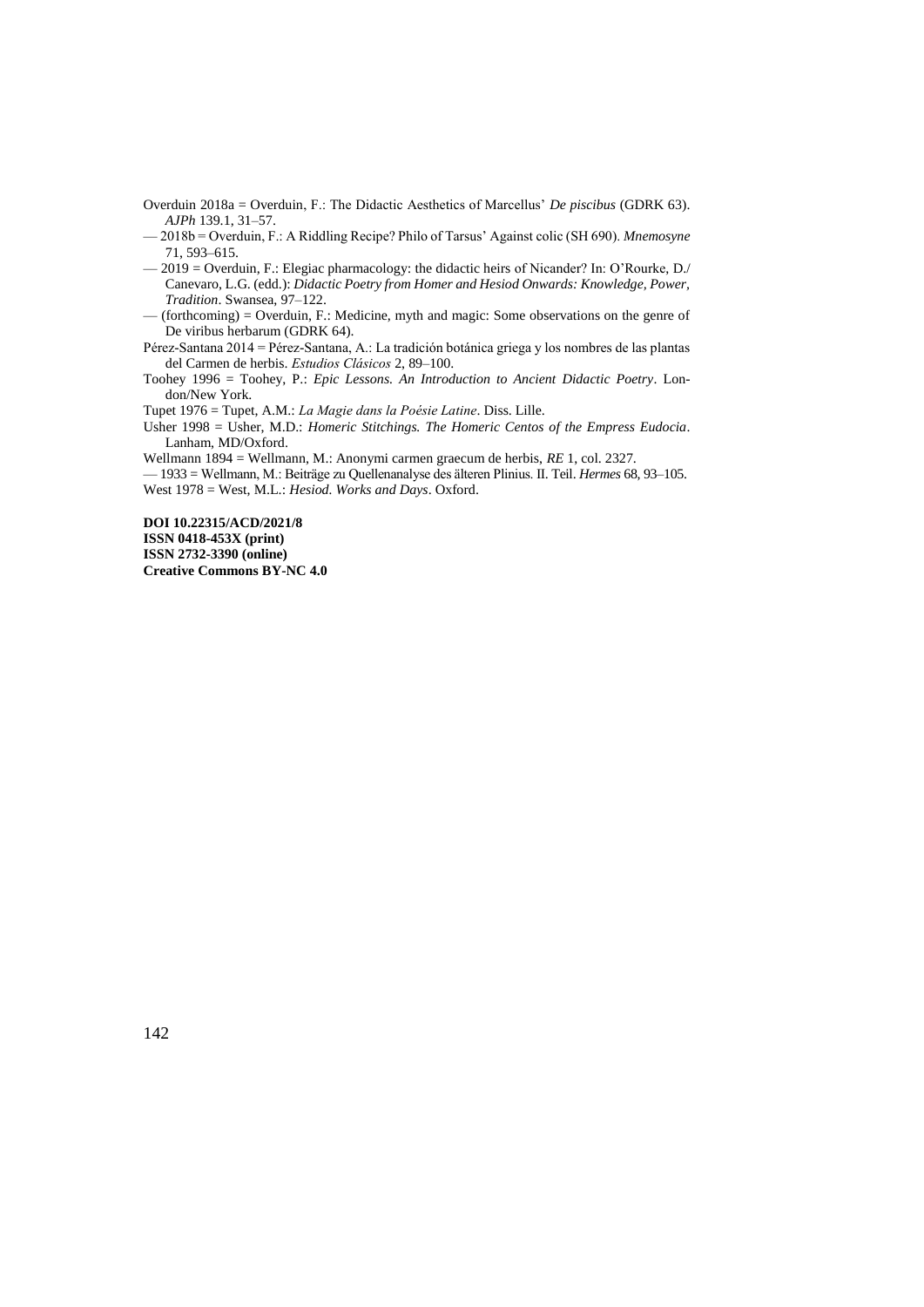Overduin 2018a = Overduin, F.: The Didactic Aesthetics of Marcellus' *De piscibus* (GDRK 63). *AJPh* 139.1, 31–57.

— 2018b = Overduin, F.: A Riddling Recipe? Philo of Tarsus' Against colic (SH 690). *Mnemosyne* 71, 593–615.

— 2019 = Overduin, F.: Elegiac pharmacology: the didactic heirs of Nicander? In: O'Rourke, D./ Canevaro, L.G. (edd.): *Didactic Poetry from Homer and Hesiod Onwards: Knowledge, Power, Tradition*. Swansea, 97–122.

— (forthcoming) = Overduin, F.: Medicine, myth and magic: Some observations on the genre of De viribus herbarum (GDRK 64).

Pérez-Santana 2014 = Pérez-Santana, A.: La tradición botánica griega y los nombres de las plantas del Carmen de herbis. *Estudios Clásicos* 2, 89–100.

Toohey 1996 = Toohey, P.: *Epic Lessons. An Introduction to Ancient Didactic Poetry*. London/New York.

Tupet 1976 = Tupet, A.M.: *La Magie dans la Poésie Latine*. Diss. Lille.

Usher 1998 = Usher, M.D.: *Homeric Stitchings. The Homeric Centos of the Empress Eudocia*. Lanham, MD/Oxford.

Wellmann 1894 = Wellmann, M.: Anonymi carmen graecum de herbis, *RE* 1, col. 2327.

— 1933 = Wellmann, M.: Beiträge zu Quellenanalyse des älteren Plinius. II. Teil. *Hermes* 68, 93–105.

West 1978 = West, M.L.: *Hesiod. Works and Days*. Oxford.

**DOI 10.22315/ACD/2021/8**
**ISSN 0418-453X (print)**
**ISSN 2732-3390 (online)**
**Creative Commons BY-NC 4.0**